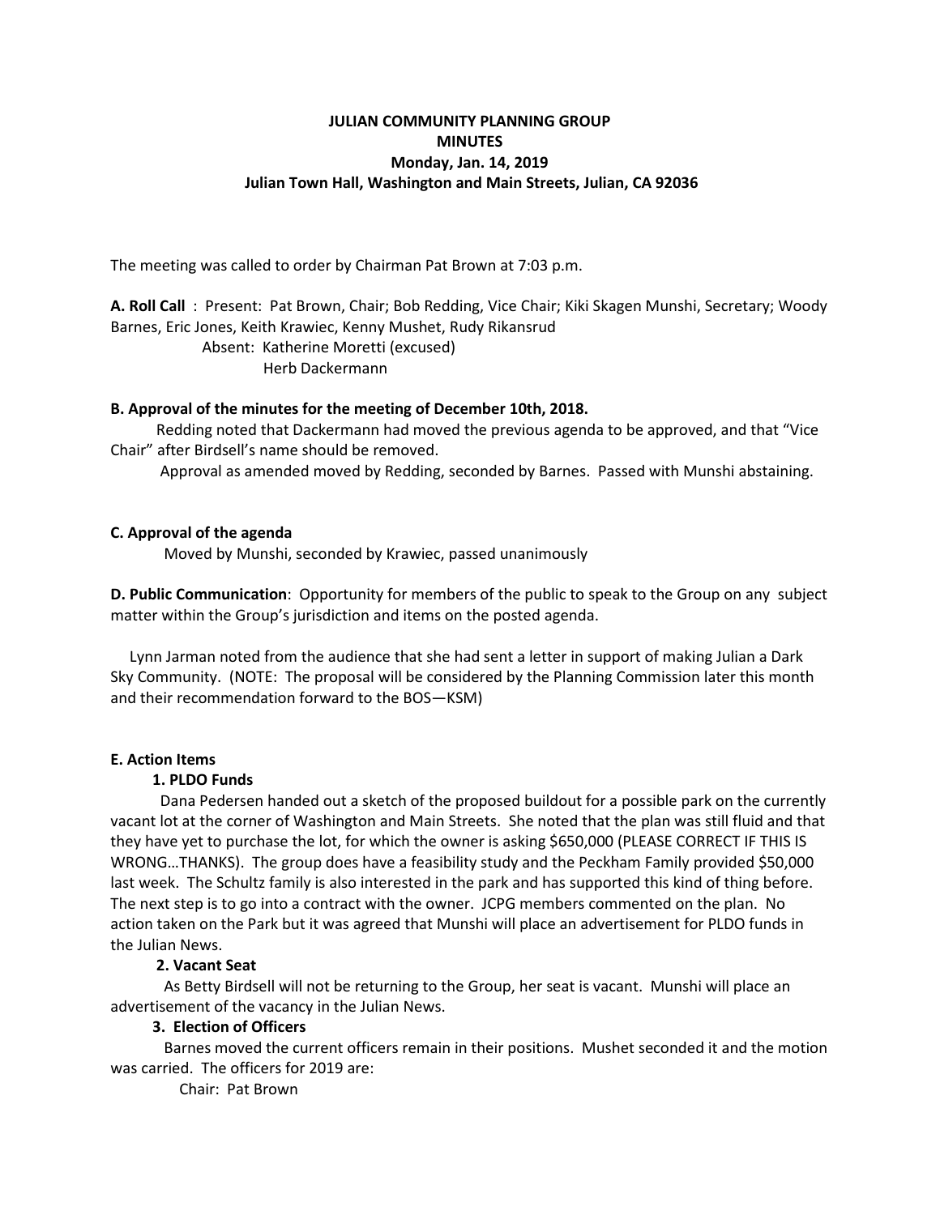**JULIAN COMMUNITY PLANNING GROUP**
**MINUTES**
**Monday, Jan. 14, 2019**
**Julian Town Hall, Washington and Main Streets, Julian, CA 92036**

The meeting was called to order by Chairman Pat Brown at 7:03 p.m.

**A. Roll Call** : Present: Pat Brown, Chair; Bob Redding, Vice Chair; Kiki Skagen Munshi, Secretary; Woody Barnes, Eric Jones, Keith Krawiec, Kenny Mushet, Rudy Rikansrud

Absent: Katherine Moretti (excused)
Herb Dackermann

**B. Approval of the minutes for the meeting of December 10th, 2018.**

Redding noted that Dackermann had moved the previous agenda to be approved, and that "Vice Chair" after Birdsell's name should be removed.

Approval as amended moved by Redding, seconded by Barnes. Passed with Munshi abstaining.

**C. Approval of the agenda**

Moved by Munshi, seconded by Krawiec, passed unanimously

**D. Public Communication**: Opportunity for members of the public to speak to the Group on any subject matter within the Group's jurisdiction and items on the posted agenda.

Lynn Jarman noted from the audience that she had sent a letter in support of making Julian a Dark Sky Community. (NOTE: The proposal will be considered by the Planning Commission later this month and their recommendation forward to the BOS—KSM)

**E. Action Items**

**1. PLDO Funds**

Dana Pedersen handed out a sketch of the proposed buildout for a possible park on the currently vacant lot at the corner of Washington and Main Streets. She noted that the plan was still fluid and that they have yet to purchase the lot, for which the owner is asking $650,000 (PLEASE CORRECT IF THIS IS WRONG…THANKS). The group does have a feasibility study and the Peckham Family provided $50,000 last week. The Schultz family is also interested in the park and has supported this kind of thing before. The next step is to go into a contract with the owner. JCPG members commented on the plan. No action taken on the Park but it was agreed that Munshi will place an advertisement for PLDO funds in the Julian News.

**2. Vacant Seat**

As Betty Birdsell will not be returning to the Group, her seat is vacant. Munshi will place an advertisement of the vacancy in the Julian News.

**3. Election of Officers**

Barnes moved the current officers remain in their positions. Mushet seconded it and the motion was carried. The officers for 2019 are:

Chair: Pat Brown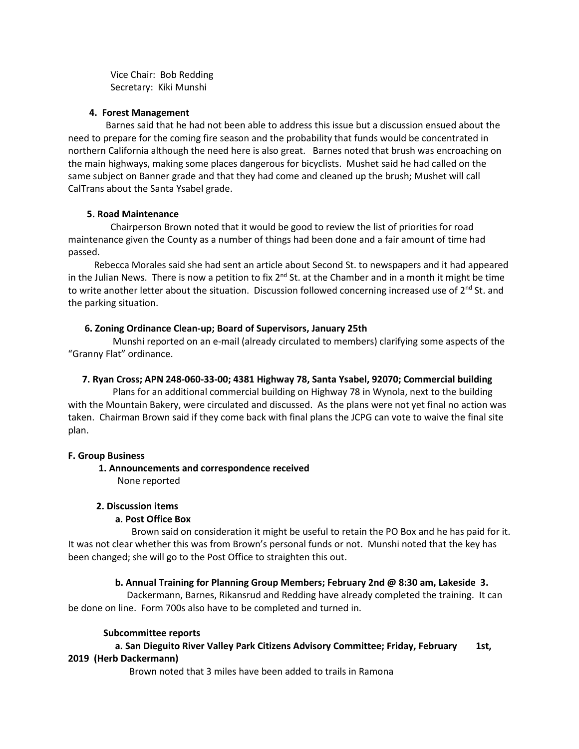Vice Chair: Bob Redding
Secretary: Kiki Munshi

**4. Forest Management**

Barnes said that he had not been able to address this issue but a discussion ensued about the need to prepare for the coming fire season and the probability that funds would be concentrated in northern California although the need here is also great. Barnes noted that brush was encroaching on the main highways, making some places dangerous for bicyclists. Mushet said he had called on the same subject on Banner grade and that they had come and cleaned up the brush; Mushet will call CalTrans about the Santa Ysabel grade.

**5. Road Maintenance**

Chairperson Brown noted that it would be good to review the list of priorities for road maintenance given the County as a number of things had been done and a fair amount of time had passed.

Rebecca Morales said she had sent an article about Second St. to newspapers and it had appeared in the Julian News. There is now a petition to fix 2nd St. at the Chamber and in a month it might be time to write another letter about the situation. Discussion followed concerning increased use of 2nd St. and the parking situation.

**6. Zoning Ordinance Clean-up; Board of Supervisors, January 25th**

Munshi reported on an e-mail (already circulated to members) clarifying some aspects of the "Granny Flat" ordinance.

**7. Ryan Cross; APN 248-060-33-00; 4381 Highway 78, Santa Ysabel, 92070; Commercial building**

Plans for an additional commercial building on Highway 78 in Wynola, next to the building with the Mountain Bakery, were circulated and discussed. As the plans were not yet final no action was taken. Chairman Brown said if they come back with final plans the JCPG can vote to waive the final site plan.

**F. Group Business**

**1. Announcements and correspondence received**

None reported

**2. Discussion items**

**a. Post Office Box**

Brown said on consideration it might be useful to retain the PO Box and he has paid for it. It was not clear whether this was from Brown's personal funds or not. Munshi noted that the key has been changed; she will go to the Post Office to straighten this out.

**b. Annual Training for Planning Group Members; February 2nd @ 8:30 am, Lakeside 3.**

Dackermann, Barnes, Rikansrud and Redding have already completed the training. It can be done on line. Form 700s also have to be completed and turned in.

**Subcommittee reports**

**a. San Dieguito River Valley Park Citizens Advisory Committee; Friday, February 1st, 2019 (Herb Dackermann)**

Brown noted that 3 miles have been added to trails in Ramona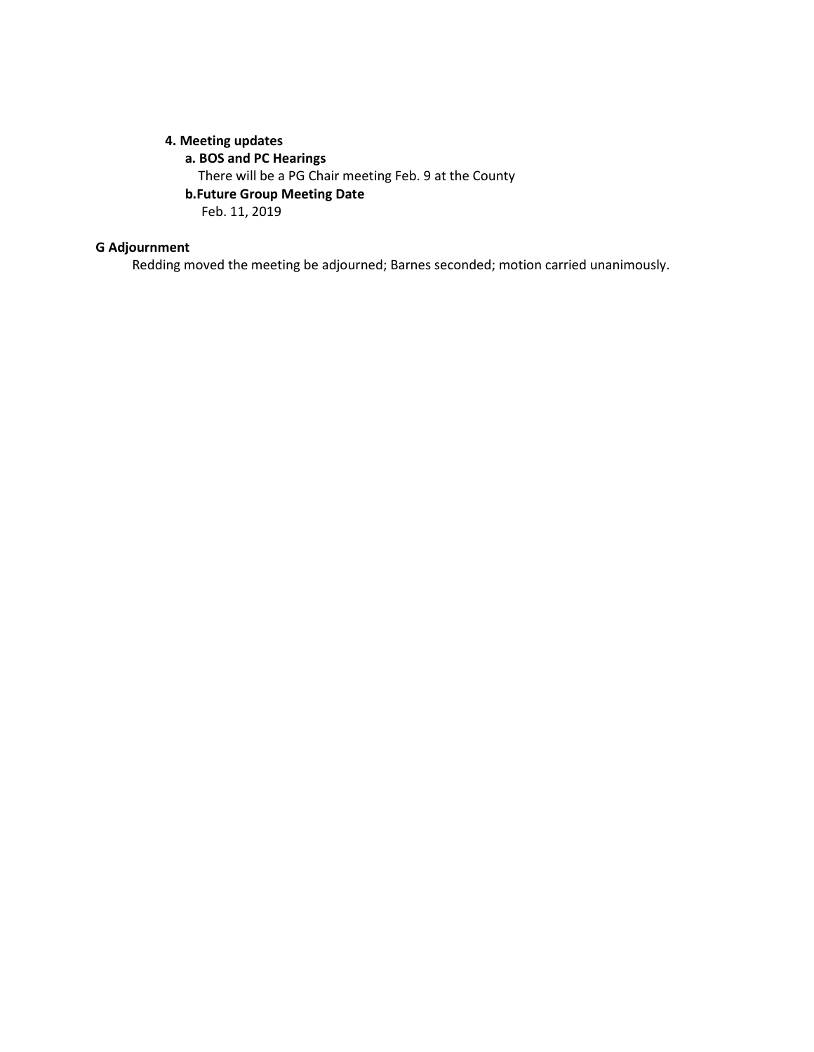**4. Meeting updates**

**a. BOS and PC Hearings**

There will be a PG Chair meeting Feb. 9 at the County

**b.Future Group Meeting Date**

Feb. 11, 2019

**G Adjournment**

Redding moved the meeting be adjourned; Barnes seconded; motion carried unanimously.